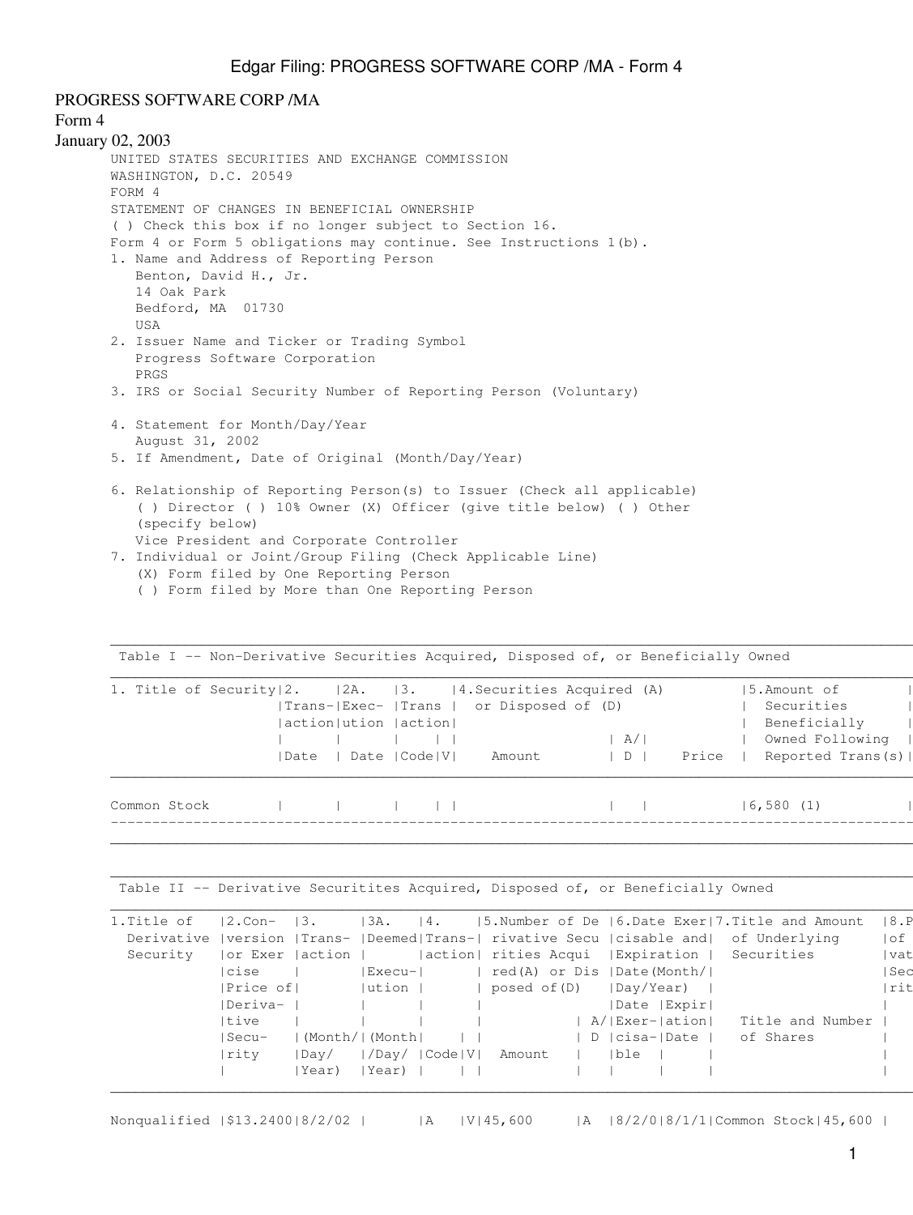PROGRESS SOFTWARE CORP /MA

Form 4

January 02, 2003

UNITED STATES SECURITIES AND EXCHANGE COMMISSION
WASHINGTON, D.C. 20549
FORM 4
STATEMENT OF CHANGES IN BENEFICIAL OWNERSHIP
( ) Check this box if no longer subject to Section 16.
Form 4 or Form 5 obligations may continue. See Instructions 1(b).

1. Name and Address of Reporting Person
   Benton, David H., Jr.
   14 Oak Park
   Bedford, MA 01730
   USA
2. Issuer Name and Ticker or Trading Symbol
   Progress Software Corporation
   PRGS
3. IRS or Social Security Number of Reporting Person (Voluntary)

4. Statement for Month/Day/Year
   August 31, 2002
5. If Amendment, Date of Original (Month/Day/Year)

6. Relationship of Reporting Person(s) to Issuer (Check all applicable)
   ( ) Director ( ) 10% Owner (X) Officer (give title below) ( ) Other (specify below)
   Vice President and Corporate Controller
7. Individual or Joint/Group Filing (Check Applicable Line)
   (X) Form filed by One Reporting Person
   ( ) Form filed by More than One Reporting Person

Table I -- Non-Derivative Securities Acquired, Disposed of, or Beneficially Owned

| 1. Title of Security | 2. Transaction Date | 2A. Execution Date | 3. Transaction Code | V | 4. Securities Acquired (A) or Disposed of (D) Amount | A/D | Price | 5. Amount of Securities Beneficially Owned Following Reported Trans(s) |
|---|---|---|---|---|---|---|---|---|
| Common Stock | | | | | | | | 6,580 (1) |

Table II -- Derivative Securitites Acquired, Disposed of, or Beneficially Owned

| 1. Title of Derivative Security | 2. Conversion or Exercise Price of Derivative Security | 3. Transaction (Month/Day/Year) | 3A. Deemed Execution (Month/Day/Year) | 4. Transaction Code | V | 5. Number of Derivative Securities Acquired (A) or Disposed of (D) Amount | A/D | 6. Date Exercisable and Expiration Date (Month/Day/Year) Date Exercisable | Expiration Date | 7. Title and Amount of Underlying Securities Title | and Number of Shares | 8. P of vat Sec rit |
|---|---|---|---|---|---|---|---|---|---|---|---|---|
| Nonqualified | $13.2400 | 8/2/02 | | A | V | 45,600 | A | 8/2/0 | 8/1/1 | Common Stock | 45,600 | |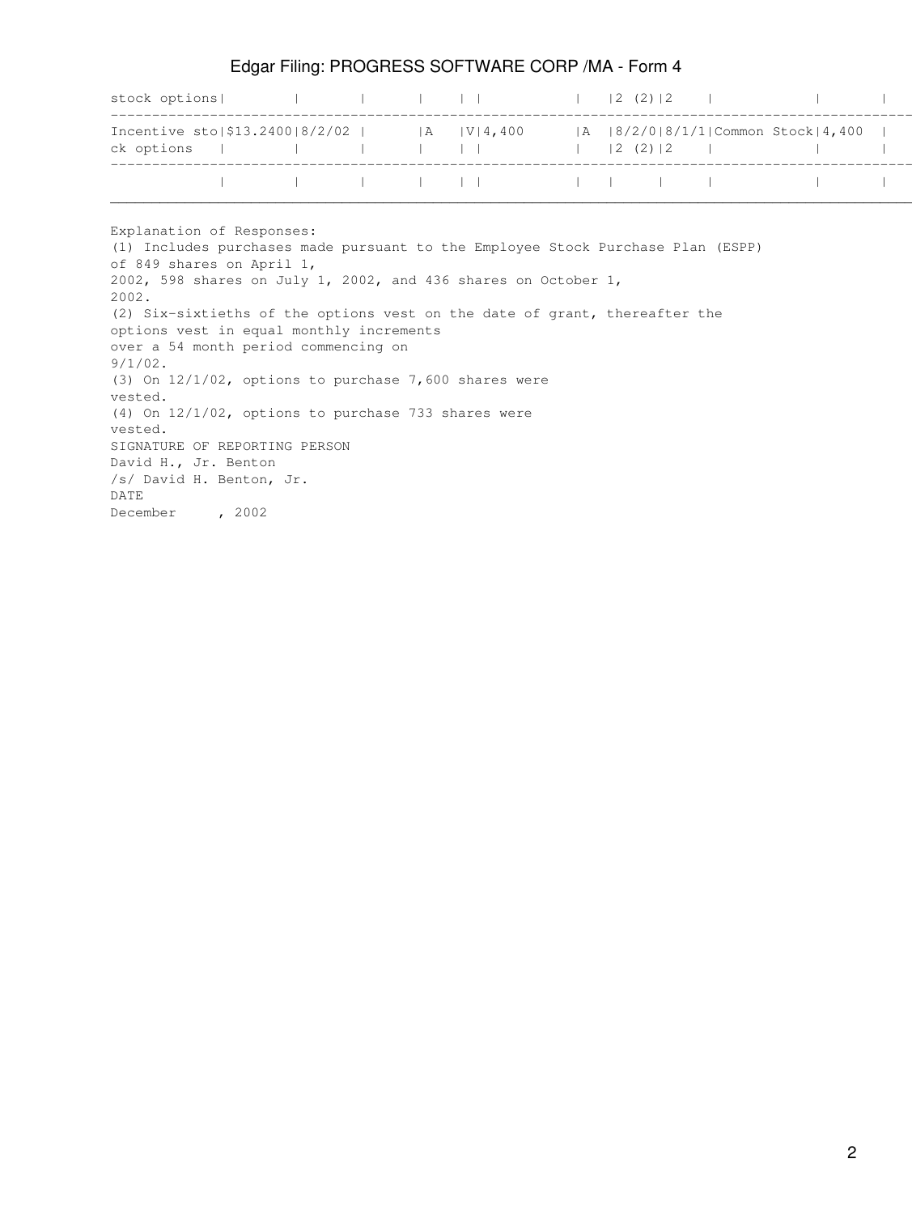| | | | | | | | | | | | |
|---|---|---|---|---|---|---|---|---|---|---|---|
| stock options | | | | | | | 2 (2) | 2 | | | |
| Incentive stock options | $13.2400 | 8/2/02 | | A | V | 4,400 | A | 8/2/02 (2) | 8/1/12 | Common Stock | 4,400 |
| | | | | | | | | | | | |

Explanation of Responses:
(1) Includes purchases made pursuant to the Employee Stock Purchase Plan (ESPP) of 849 shares on April 1, 2002, 598 shares on July 1, 2002, and 436 shares on October 1, 2002.
(2) Six-sixtieths of the options vest on the date of grant, thereafter the options vest in equal monthly increments over a 54 month period commencing on 9/1/02.
(3) On 12/1/02, options to purchase 7,600 shares were vested.
(4) On 12/1/02, options to purchase 733 shares were vested.

SIGNATURE OF REPORTING PERSON
David H., Jr. Benton
/s/ David H. Benton, Jr.
DATE
December , 2002